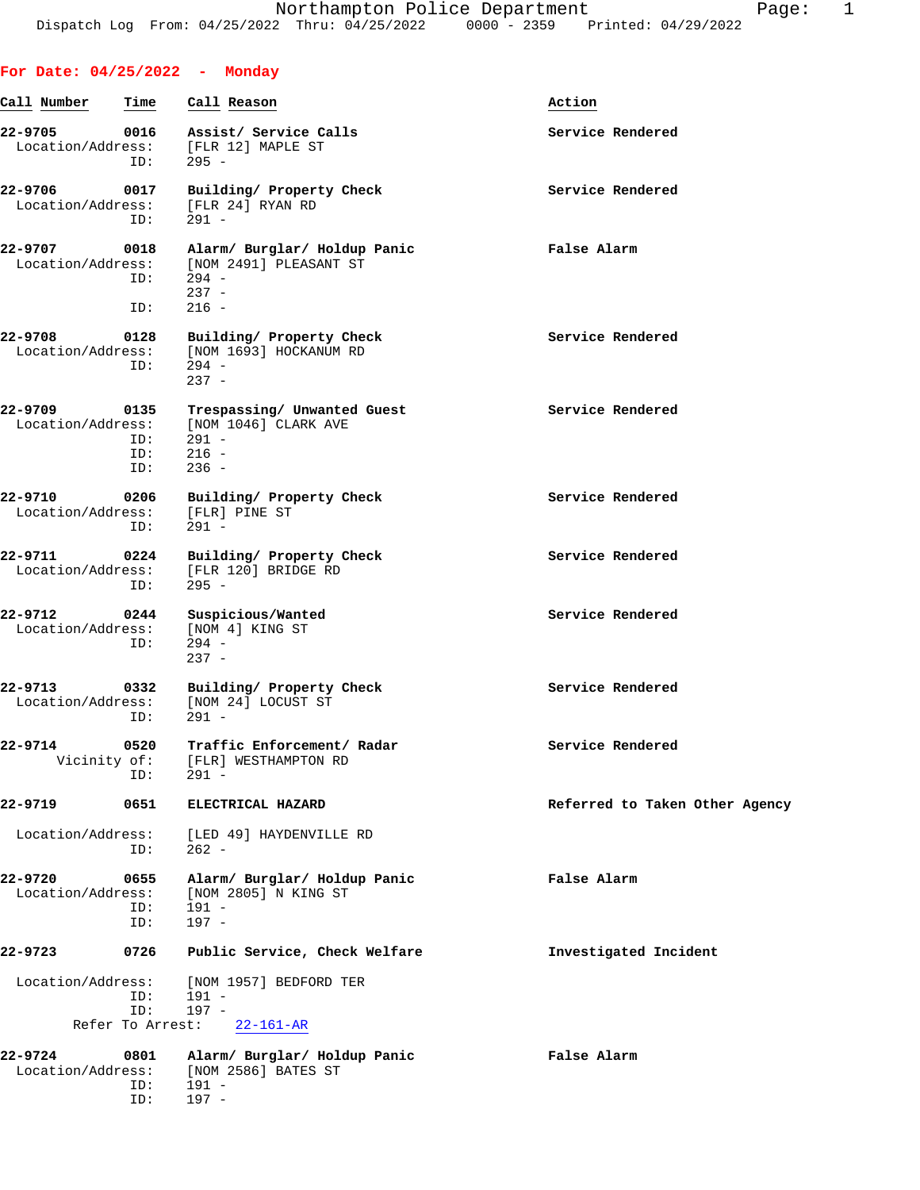**For Date: 04/25/2022 - Monday**

| Call Number | Time | Call Reason | Action |
|---|---|---|---|
| 22-9705 | 0016 | Assist/ Service Calls | Service Rendered |
| Location/Address: | | [FLR 12] MAPLE ST | |
| ID: | | 295 - | |
| 22-9706 | 0017 | Building/ Property Check | Service Rendered |
| Location/Address: | | [FLR 24] RYAN RD | |
| ID: | | 291 - | |
| 22-9707 | 0018 | Alarm/ Burglar/ Holdup Panic | False Alarm |
| Location/Address: | | [NOM 2491] PLEASANT ST | |
| ID: | | 294 - | |
| | | 237 - | |
| ID: | | 216 - | |
| 22-9708 | 0128 | Building/ Property Check | Service Rendered |
| Location/Address: | | [NOM 1693] HOCKANUM RD | |
| ID: | | 294 - | |
| | | 237 - | |
| 22-9709 | 0135 | Trespassing/ Unwanted Guest | Service Rendered |
| Location/Address: | | [NOM 1046] CLARK AVE | |
| ID: | | 291 - | |
| ID: | | 216 - | |
| ID: | | 236 - | |
| 22-9710 | 0206 | Building/ Property Check | Service Rendered |
| Location/Address: | | [FLR] PINE ST | |
| ID: | | 291 - | |
| 22-9711 | 0224 | Building/ Property Check | Service Rendered |
| Location/Address: | | [FLR 120] BRIDGE RD | |
| ID: | | 295 - | |
| 22-9712 | 0244 | Suspicious/Wanted | Service Rendered |
| Location/Address: | | [NOM 4] KING ST | |
| ID: | | 294 - | |
| | | 237 - | |
| 22-9713 | 0332 | Building/ Property Check | Service Rendered |
| Location/Address: | | [NOM 24] LOCUST ST | |
| ID: | | 291 - | |
| 22-9714 | 0520 | Traffic Enforcement/ Radar | Service Rendered |
| Vicinity of: | | [FLR] WESTHAMPTON RD | |
| ID: | | 291 - | |
| 22-9719 | 0651 | ELECTRICAL HAZARD | Referred to Taken Other Agency |
| Location/Address: | | [LED 49] HAYDENVILLE RD | |
| ID: | | 262 - | |
| 22-9720 | 0655 | Alarm/ Burglar/ Holdup Panic | False Alarm |
| Location/Address: | | [NOM 2805] N KING ST | |
| ID: | | 191 - | |
| ID: | | 197 - | |
| 22-9723 | 0726 | Public Service, Check Welfare | Investigated Incident |
| Location/Address: | | [NOM 1957] BEDFORD TER | |
| ID: | | 191 - | |
| ID: | | 197 - | |
| Refer To Arrest: | | 22-161-AR | |
| 22-9724 | 0801 | Alarm/ Burglar/ Holdup Panic | False Alarm |
| Location/Address: | | [NOM 2586] BATES ST | |
| ID: | | 191 - | |
| ID: | | 197 - | |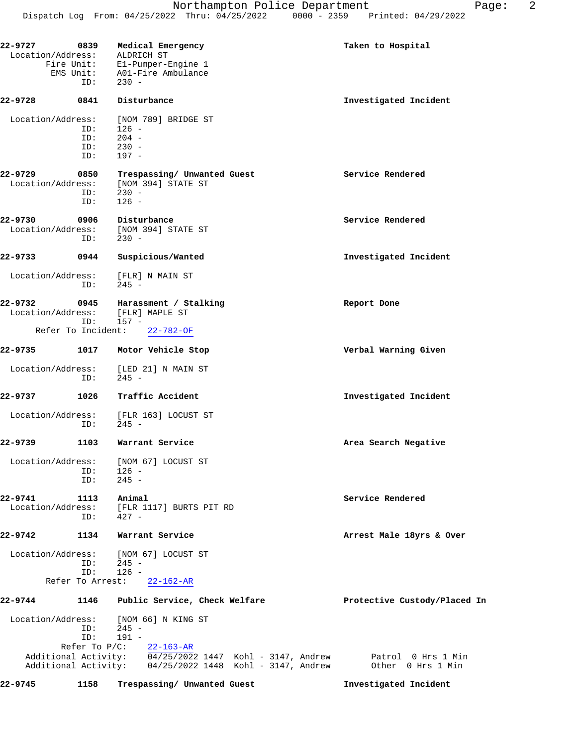**22-9727 0839 Medical Emergency** — **Taken to Hospital**
Location/Address: ALDRICH ST
Fire Unit: E1-Pumper-Engine 1
EMS Unit: A01-Fire Ambulance
ID: 230 -

**22-9728 0841 Disturbance** — **Investigated Incident**
Location/Address: [NOM 789] BRIDGE ST
ID: 126 -
ID: 204 -
ID: 230 -
ID: 197 -

**22-9729 0850 Trespassing/ Unwanted Guest** — **Service Rendered**
Location/Address: [NOM 394] STATE ST
ID: 230 -
ID: 126 -

**22-9730 0906 Disturbance** — **Service Rendered**
Location/Address: [NOM 394] STATE ST
ID: 230 -

**22-9733 0944 Suspicious/Wanted** — **Investigated Incident**
Location/Address: [FLR] N MAIN ST
ID: 245 -

**22-9732 0945 Harassment / Stalking** — **Report Done**
Location/Address: [FLR] MAPLE ST
ID: 157 -
Refer To Incident: 22-782-OF

**22-9735 1017 Motor Vehicle Stop** — **Verbal Warning Given**
Location/Address: [LED 21] N MAIN ST
ID: 245 -

**22-9737 1026 Traffic Accident** — **Investigated Incident**
Location/Address: [FLR 163] LOCUST ST
ID: 245 -

**22-9739 1103 Warrant Service** — **Area Search Negative**
Location/Address: [NOM 67] LOCUST ST
ID: 126 -
ID: 245 -

**22-9741 1113 Animal** — **Service Rendered**
Location/Address: [FLR 1117] BURTS PIT RD
ID: 427 -

**22-9742 1134 Warrant Service** — **Arrest Male 18yrs & Over**
Location/Address: [NOM 67] LOCUST ST
ID: 245 -
ID: 126 -
Refer To Arrest: 22-162-AR

**22-9744 1146 Public Service, Check Welfare** — **Protective Custody/Placed In**
Location/Address: [NOM 66] N KING ST
ID: 245 -
ID: 191 -
Refer To P/C: 22-163-AR
Additional Activity: 04/25/2022 1447 Kohl - 3147, Andrew — Patrol 0 Hrs 1 Min
Additional Activity: 04/25/2022 1448 Kohl - 3147, Andrew — Other 0 Hrs 1 Min

**22-9745 1158 Trespassing/ Unwanted Guest** — **Investigated Incident**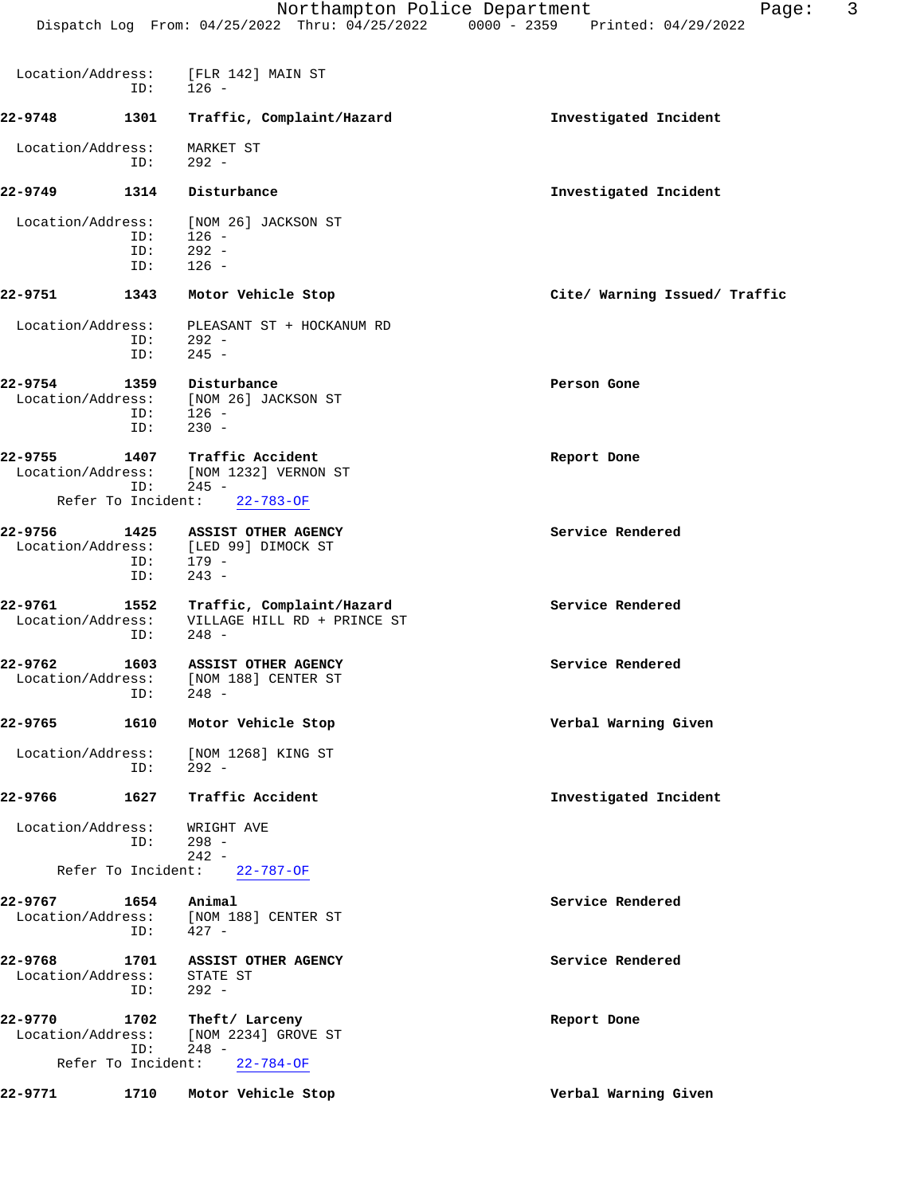Location/Address: [FLR 142] MAIN ST
ID: 126 -

**22-9748 1301 Traffic, Complaint/Hazard** **Investigated Incident**

Location/Address: MARKET ST
ID: 292 -

**22-9749 1314 Disturbance** **Investigated Incident**

Location/Address: [NOM 26] JACKSON ST
ID: 126 -
ID: 292 -
ID: 126 -

**22-9751 1343 Motor Vehicle Stop** **Cite/ Warning Issued/ Traffic**

Location/Address: PLEASANT ST + HOCKANUM RD
ID: 292 -
ID: 245 -

**22-9754 1359 Disturbance** **Person Gone**
Location/Address: [NOM 26] JACKSON ST
ID: 126 -
ID: 230 -

**22-9755 1407 Traffic Accident** **Report Done**
Location/Address: [NOM 1232] VERNON ST
ID: 245 -
Refer To Incident: 22-783-OF

**22-9756 1425 ASSIST OTHER AGENCY** **Service Rendered**
Location/Address: [LED 99] DIMOCK ST
ID: 179 -
ID: 243 -

**22-9761 1552 Traffic, Complaint/Hazard** **Service Rendered**
Location/Address: VILLAGE HILL RD + PRINCE ST
ID: 248 -

**22-9762 1603 ASSIST OTHER AGENCY** **Service Rendered**
Location/Address: [NOM 188] CENTER ST
ID: 248 -

**22-9765 1610 Motor Vehicle Stop** **Verbal Warning Given**

Location/Address: [NOM 1268] KING ST
ID: 292 -

**22-9766 1627 Traffic Accident** **Investigated Incident**

Location/Address: WRIGHT AVE
ID: 298 -
242 -
Refer To Incident: 22-787-OF

**22-9767 1654 Animal** **Service Rendered**
Location/Address: [NOM 188] CENTER ST
ID: 427 -

**22-9768 1701 ASSIST OTHER AGENCY** **Service Rendered**
Location/Address: STATE ST
ID: 292 -

**22-9770 1702 Theft/ Larceny** **Report Done**
Location/Address: [NOM 2234] GROVE ST
ID: 248 -
Refer To Incident: 22-784-OF

**22-9771 1710 Motor Vehicle Stop** **Verbal Warning Given**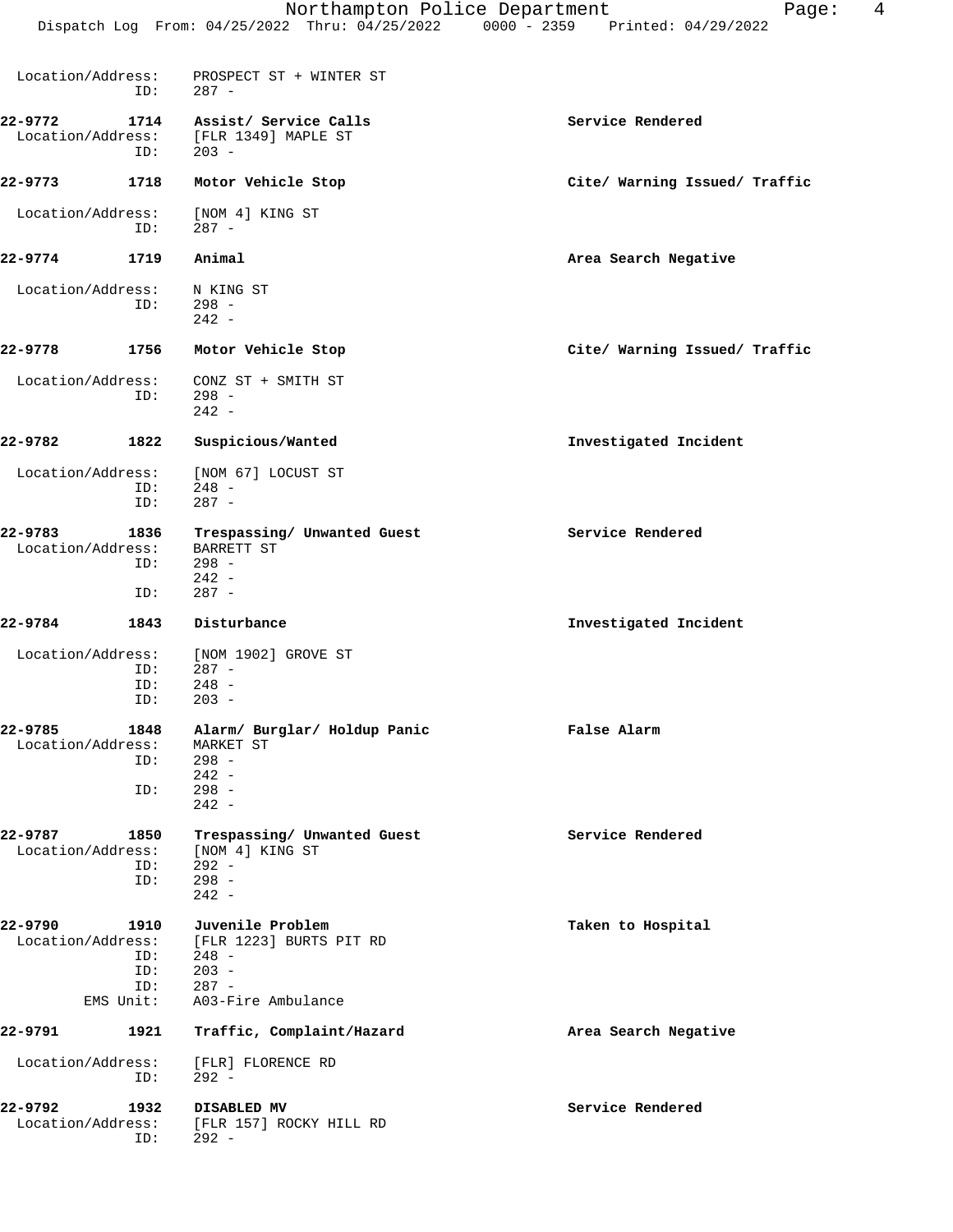Location/Address: PROSPECT ST + WINTER ST
ID: 287 -

**22-9772 1714 Assist/ Service Calls** — **Service Rendered**
Location/Address: [FLR 1349] MAPLE ST
ID: 203 -

**22-9773 1718 Motor Vehicle Stop** — **Cite/ Warning Issued/ Traffic**
Location/Address: [NOM 4] KING ST
ID: 287 -

**22-9774 1719 Animal** — **Area Search Negative**
Location/Address: N KING ST
ID: 298 -
242 -

**22-9778 1756 Motor Vehicle Stop** — **Cite/ Warning Issued/ Traffic**
Location/Address: CONZ ST + SMITH ST
ID: 298 -
242 -

**22-9782 1822 Suspicious/Wanted** — **Investigated Incident**
Location/Address: [NOM 67] LOCUST ST
ID: 248 -
ID: 287 -

**22-9783 1836 Trespassing/ Unwanted Guest** — **Service Rendered**
Location/Address: BARRETT ST
ID: 298 -
242 -
ID: 287 -

**22-9784 1843 Disturbance** — **Investigated Incident**
Location/Address: [NOM 1902] GROVE ST
ID: 287 -
ID: 248 -
ID: 203 -

**22-9785 1848 Alarm/ Burglar/ Holdup Panic** — **False Alarm**
Location/Address: MARKET ST
ID: 298 -
242 -
ID: 298 -
242 -

**22-9787 1850 Trespassing/ Unwanted Guest** — **Service Rendered**
Location/Address: [NOM 4] KING ST
ID: 292 -
ID: 298 -
242 -

**22-9790 1910 Juvenile Problem** — **Taken to Hospital**
Location/Address: [FLR 1223] BURTS PIT RD
ID: 248 -
ID: 203 -
ID: 287 -
EMS Unit: A03-Fire Ambulance

**22-9791 1921 Traffic, Complaint/Hazard** — **Area Search Negative**
Location/Address: [FLR] FLORENCE RD
ID: 292 -

**22-9792 1932 DISABLED MV** — **Service Rendered**
Location/Address: [FLR 157] ROCKY HILL RD
ID: 292 -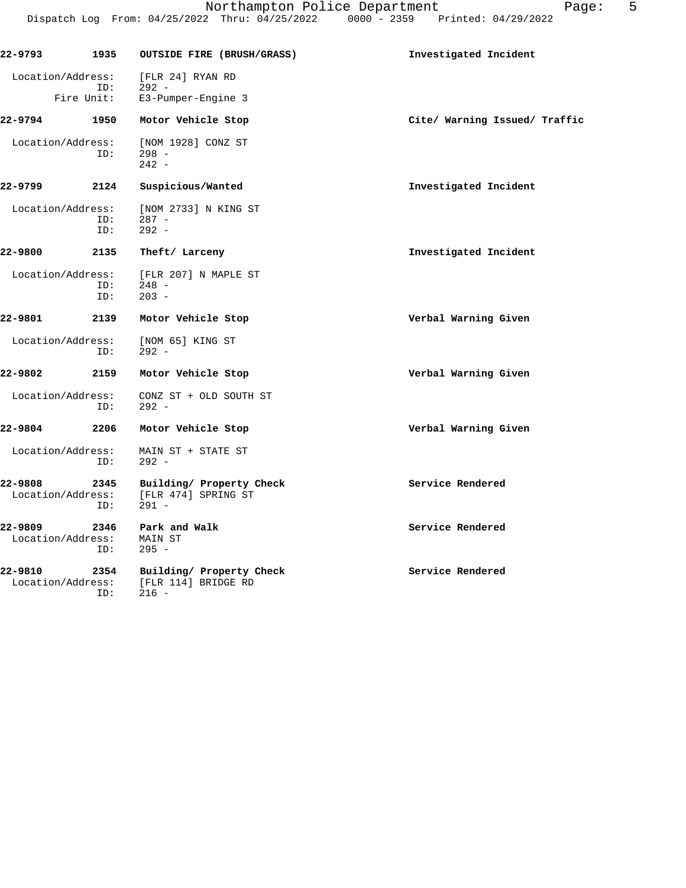**22-9793** **1935** **OUTSIDE FIRE (BRUSH/GRASS)** **Investigated Incident**

Location/Address: [FLR 24] RYAN RD
ID: 292 -
Fire Unit: E3-Pumper-Engine 3

**22-9794** **1950** **Motor Vehicle Stop** **Cite/ Warning Issued/ Traffic**

Location/Address: [NOM 1928] CONZ ST
ID: 298 -
242 -

**22-9799** **2124** **Suspicious/Wanted** **Investigated Incident**

Location/Address: [NOM 2733] N KING ST
ID: 287 -
ID: 292 -

**22-9800** **2135** **Theft/ Larceny** **Investigated Incident**

Location/Address: [FLR 207] N MAPLE ST
ID: 248 -
ID: 203 -

**22-9801** **2139** **Motor Vehicle Stop** **Verbal Warning Given**

Location/Address: [NOM 65] KING ST
ID: 292 -

**22-9802** **2159** **Motor Vehicle Stop** **Verbal Warning Given**

Location/Address: CONZ ST + OLD SOUTH ST
ID: 292 -

**22-9804** **2206** **Motor Vehicle Stop** **Verbal Warning Given**

Location/Address: MAIN ST + STATE ST
ID: 292 -

**22-9808** **2345** **Building/ Property Check** **Service Rendered**
Location/Address: [FLR 474] SPRING ST
ID: 291 -

**22-9809** **2346** **Park and Walk** **Service Rendered**
Location/Address: MAIN ST
ID: 295 -

**22-9810** **2354** **Building/ Property Check** **Service Rendered**
Location/Address: [FLR 114] BRIDGE RD
ID: 216 -